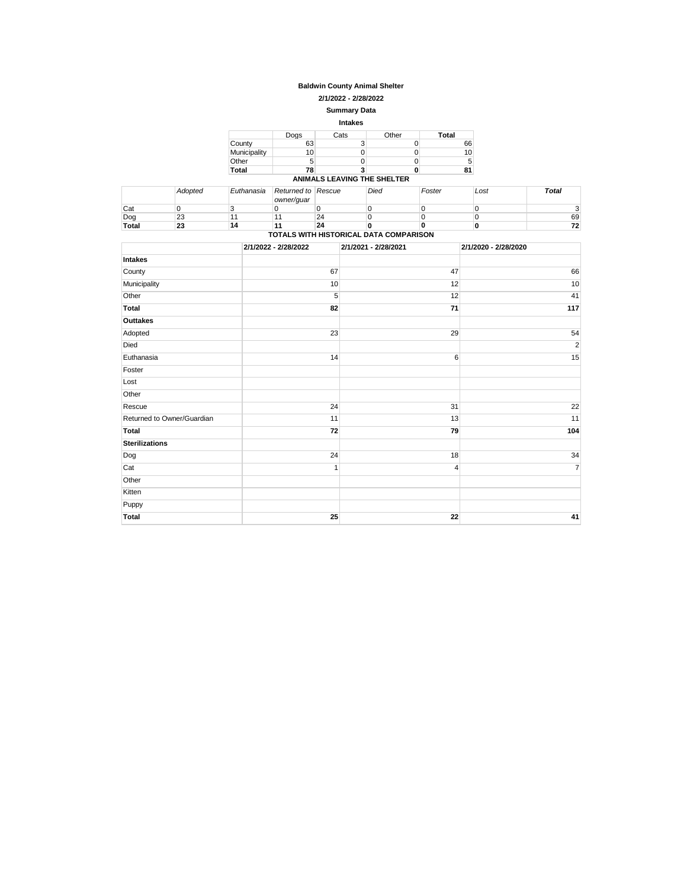**Baldwin County Animal Shelter**

**2/1/2022 - 2/28/2022**

**Summary Data**

**Intakes**

| | Dogs | Cats | Other | **Total** |
|---|---|---|---|---|
| County | 63 | 3 | 0 | 66 |
| Municipality | 10 | 0 | 0 | 10 |
| Other | 5 | 0 | 0 | 5 |
| **Total** | **78** | **3** | **0** | **81** |

**ANIMALS LEAVING THE SHELTER**

| | *Adopted* | *Euthanasia* | *Returned to owner/guar* | *Rescue* | *Died* | *Foster* | *Lost* | ***Total*** |
|---|---|---|---|---|---|---|---|---|
| Cat | 0 | 3 | 0 | 0 | 0 | 0 | 0 | 3 |
| Dog | 23 | 11 | 11 | 24 | 0 | 0 | 0 | 69 |
| **Total** | **23** | **14** | **11** | **24** | **0** | **0** | **0** | **72** |

**TOTALS WITH HISTORICAL DATA COMPARISON**

| | **2/1/2022 - 2/28/2022** | **2/1/2021 - 2/28/2021** | **2/1/2020 - 2/28/2020** |
|---|---|---|---|
| **Intakes** | | | |
| County | 67 | 47 | 66 |
| Municipality | 10 | 12 | 10 |
| Other | 5 | 12 | 41 |
| **Total** | **82** | **71** | **117** |
| **Outtakes** | | | |
| Adopted | 23 | 29 | 54 |
| Died | | | 2 |
| Euthanasia | 14 | 6 | 15 |
| Foster | | | |
| Lost | | | |
| Other | | | |
| Rescue | 24 | 31 | 22 |
| Returned to Owner/Guardian | 11 | 13 | 11 |
| **Total** | **72** | **79** | **104** |
| **Sterilizations** | | | |
| Dog | 24 | 18 | 34 |
| Cat | 1 | 4 | 7 |
| Other | | | |
| Kitten | | | |
| Puppy | | | |
| **Total** | **25** | **22** | **41** |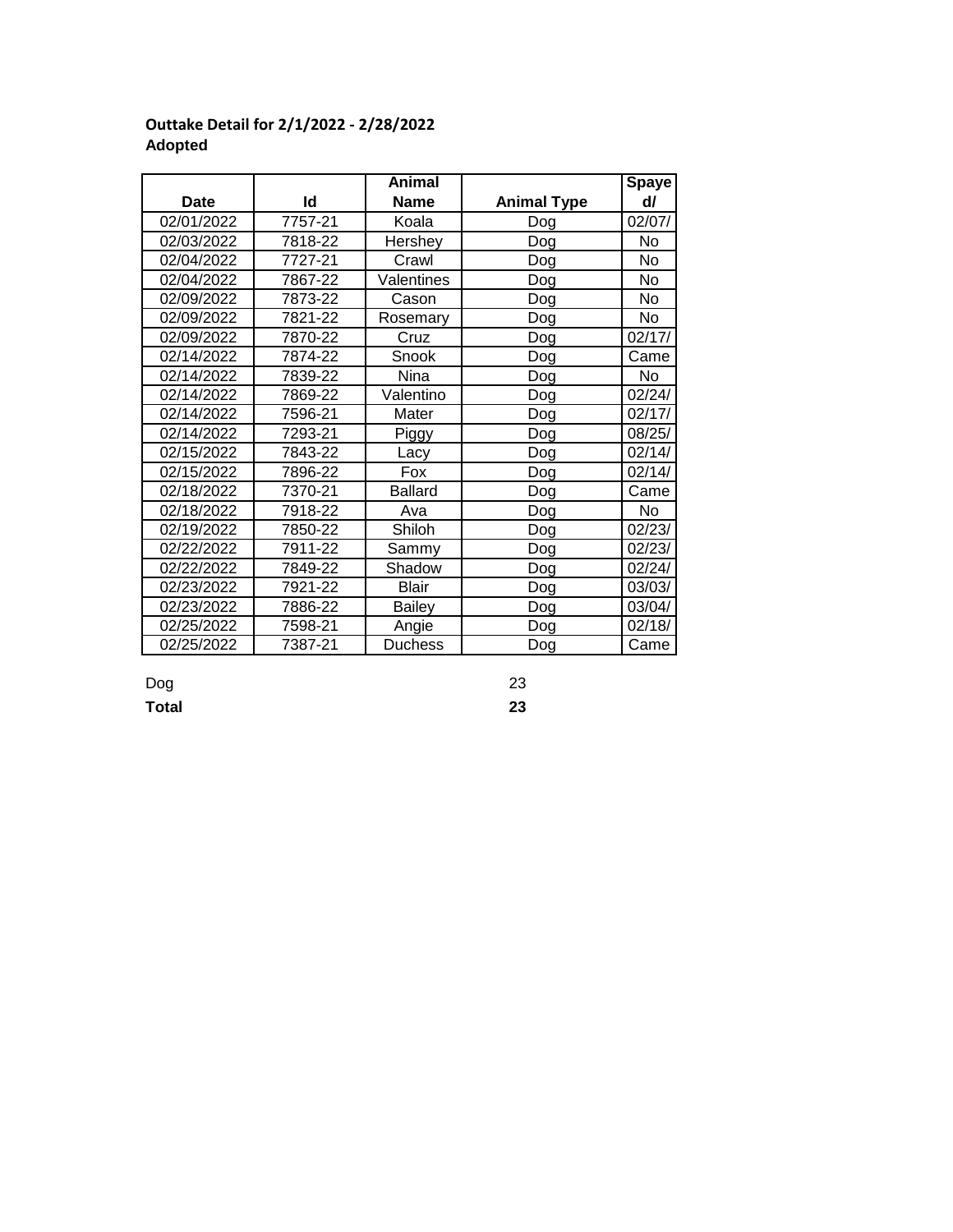**Outtake Detail for 2/1/2022 - 2/28/2022**
**Adopted**

| Date | Id | Animal Name | Animal Type | Spayed/ |
|---|---|---|---|---|
| 02/01/2022 | 7757-21 | Koala | Dog | 02/07/ |
| 02/03/2022 | 7818-22 | Hershey | Dog | No |
| 02/04/2022 | 7727-21 | Crawl | Dog | No |
| 02/04/2022 | 7867-22 | Valentines | Dog | No |
| 02/09/2022 | 7873-22 | Cason | Dog | No |
| 02/09/2022 | 7821-22 | Rosemary | Dog | No |
| 02/09/2022 | 7870-22 | Cruz | Dog | 02/17/ |
| 02/14/2022 | 7874-22 | Snook | Dog | Came |
| 02/14/2022 | 7839-22 | Nina | Dog | No |
| 02/14/2022 | 7869-22 | Valentino | Dog | 02/24/ |
| 02/14/2022 | 7596-21 | Mater | Dog | 02/17/ |
| 02/14/2022 | 7293-21 | Piggy | Dog | 08/25/ |
| 02/15/2022 | 7843-22 | Lacy | Dog | 02/14/ |
| 02/15/2022 | 7896-22 | Fox | Dog | 02/14/ |
| 02/18/2022 | 7370-21 | Ballard | Dog | Came |
| 02/18/2022 | 7918-22 | Ava | Dog | No |
| 02/19/2022 | 7850-22 | Shiloh | Dog | 02/23/ |
| 02/22/2022 | 7911-22 | Sammy | Dog | 02/23/ |
| 02/22/2022 | 7849-22 | Shadow | Dog | 02/24/ |
| 02/23/2022 | 7921-22 | Blair | Dog | 03/03/ |
| 02/23/2022 | 7886-22 | Bailey | Dog | 03/04/ |
| 02/25/2022 | 7598-21 | Angie | Dog | 02/18/ |
| 02/25/2022 | 7387-21 | Duchess | Dog | Came |

Dog 23

**Total** **23**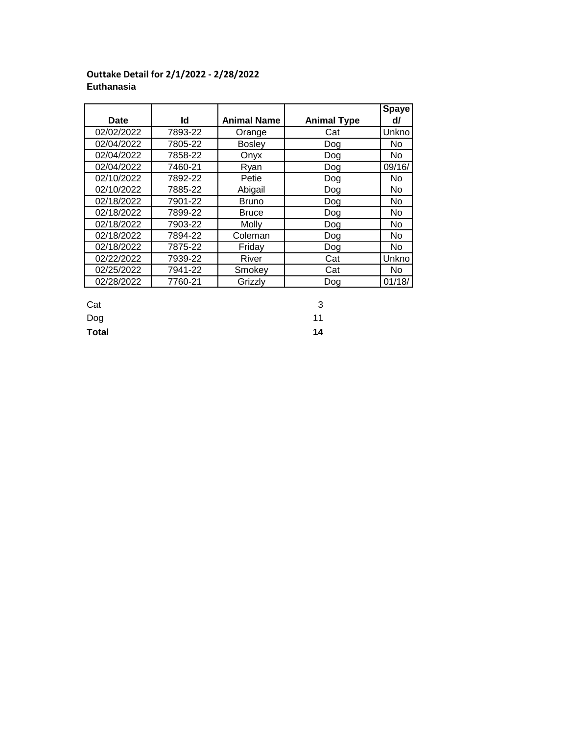**Outtake Detail for 2/1/2022 - 2/28/2022**
**Euthanasia**

| Date | Id | Animal Name | Animal Type | Spayed/ |
|---|---|---|---|---|
| 02/02/2022 | 7893-22 | Orange | Cat | Unkno |
| 02/04/2022 | 7805-22 | Bosley | Dog | No |
| 02/04/2022 | 7858-22 | Onyx | Dog | No |
| 02/04/2022 | 7460-21 | Ryan | Dog | 09/16/ |
| 02/10/2022 | 7892-22 | Petie | Dog | No |
| 02/10/2022 | 7885-22 | Abigail | Dog | No |
| 02/18/2022 | 7901-22 | Bruno | Dog | No |
| 02/18/2022 | 7899-22 | Bruce | Dog | No |
| 02/18/2022 | 7903-22 | Molly | Dog | No |
| 02/18/2022 | 7894-22 | Coleman | Dog | No |
| 02/18/2022 | 7875-22 | Friday | Dog | No |
| 02/22/2022 | 7939-22 | River | Cat | Unkno |
| 02/25/2022 | 7941-22 | Smokey | Cat | No |
| 02/28/2022 | 7760-21 | Grizzly | Dog | 01/18/ |

| | |
|---|---|
| Cat | 3 |
| Dog | 11 |
| **Total** | **14** |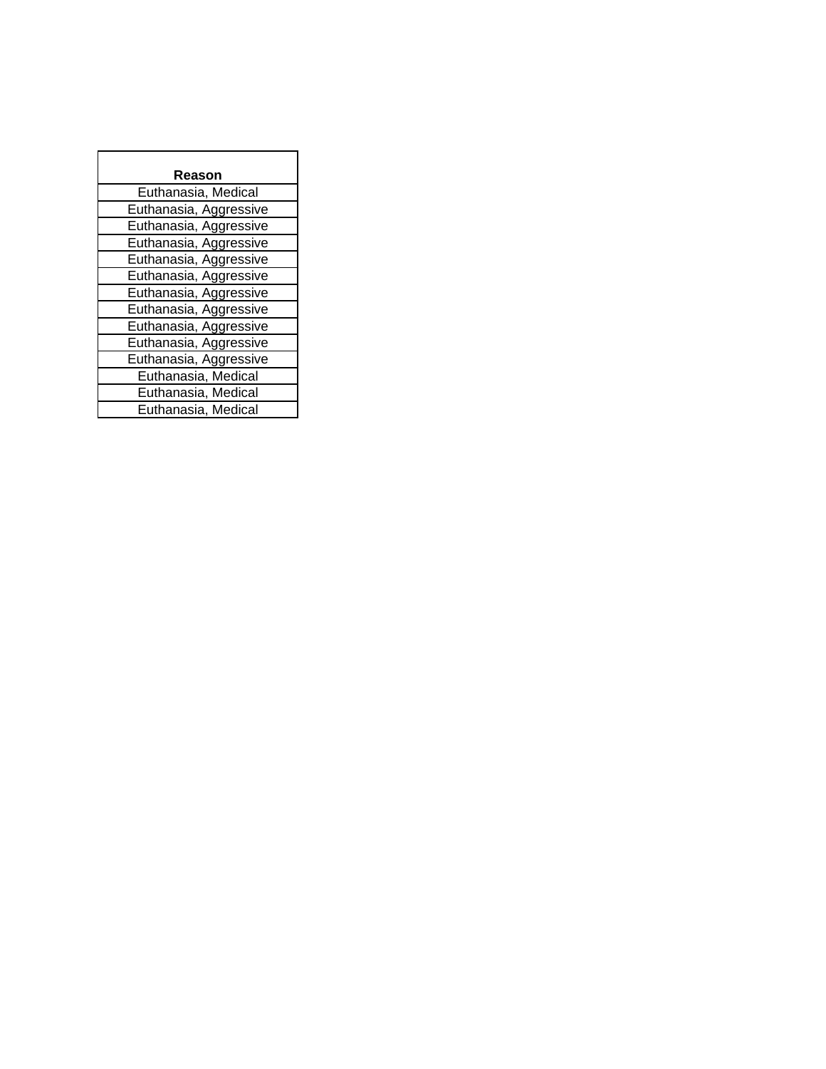| Reason |
| --- |
| Euthanasia, Medical |
| Euthanasia, Aggressive |
| Euthanasia, Aggressive |
| Euthanasia, Aggressive |
| Euthanasia, Aggressive |
| Euthanasia, Aggressive |
| Euthanasia, Aggressive |
| Euthanasia, Aggressive |
| Euthanasia, Aggressive |
| Euthanasia, Aggressive |
| Euthanasia, Aggressive |
| Euthanasia, Medical |
| Euthanasia, Medical |
| Euthanasia, Medical |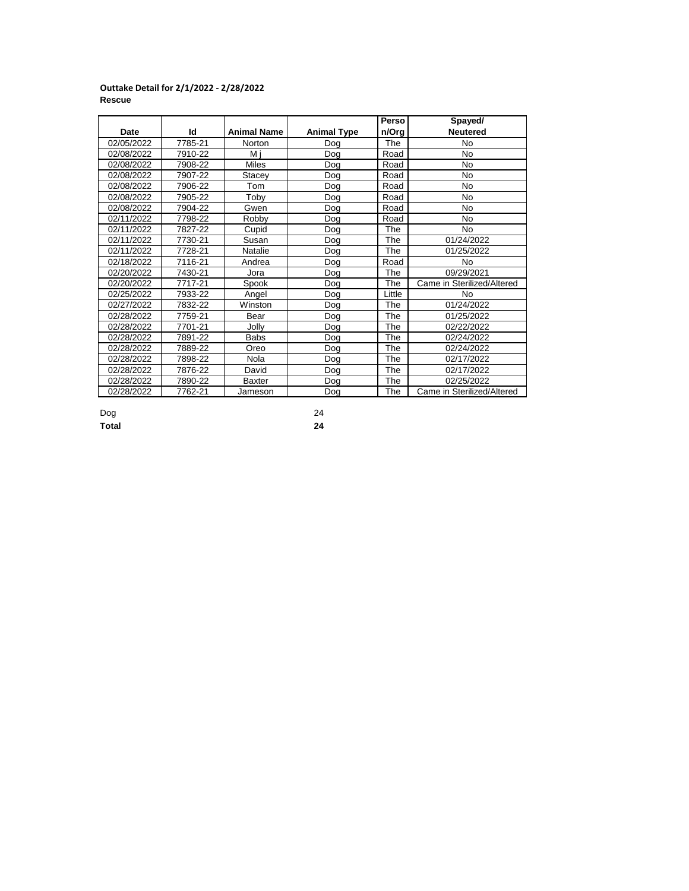**Outtake Detail for 2/1/2022 - 2/28/2022**
**Rescue**

| Date | Id | Animal Name | Animal Type | Person/Org | Spayed/ Neutered |
|---|---|---|---|---|---|
| 02/05/2022 | 7785-21 | Norton | Dog | The | No |
| 02/08/2022 | 7910-22 | M j | Dog | Road | No |
| 02/08/2022 | 7908-22 | Miles | Dog | Road | No |
| 02/08/2022 | 7907-22 | Stacey | Dog | Road | No |
| 02/08/2022 | 7906-22 | Tom | Dog | Road | No |
| 02/08/2022 | 7905-22 | Toby | Dog | Road | No |
| 02/08/2022 | 7904-22 | Gwen | Dog | Road | No |
| 02/11/2022 | 7798-22 | Robby | Dog | Road | No |
| 02/11/2022 | 7827-22 | Cupid | Dog | The | No |
| 02/11/2022 | 7730-21 | Susan | Dog | The | 01/24/2022 |
| 02/11/2022 | 7728-21 | Natalie | Dog | The | 01/25/2022 |
| 02/18/2022 | 7116-21 | Andrea | Dog | Road | No |
| 02/20/2022 | 7430-21 | Jora | Dog | The | 09/29/2021 |
| 02/20/2022 | 7717-21 | Spook | Dog | The | Came in Sterilized/Altered |
| 02/25/2022 | 7933-22 | Angel | Dog | Little | No |
| 02/27/2022 | 7832-22 | Winston | Dog | The | 01/24/2022 |
| 02/28/2022 | 7759-21 | Bear | Dog | The | 01/25/2022 |
| 02/28/2022 | 7701-21 | Jolly | Dog | The | 02/22/2022 |
| 02/28/2022 | 7891-22 | Babs | Dog | The | 02/24/2022 |
| 02/28/2022 | 7889-22 | Oreo | Dog | The | 02/24/2022 |
| 02/28/2022 | 7898-22 | Nola | Dog | The | 02/17/2022 |
| 02/28/2022 | 7876-22 | David | Dog | The | 02/17/2022 |
| 02/28/2022 | 7890-22 | Baxter | Dog | The | 02/25/2022 |
| 02/28/2022 | 7762-21 | Jameson | Dog | The | Came in Sterilized/Altered |

| | |
|---|---|
| Dog | 24 |
| **Total** | **24** |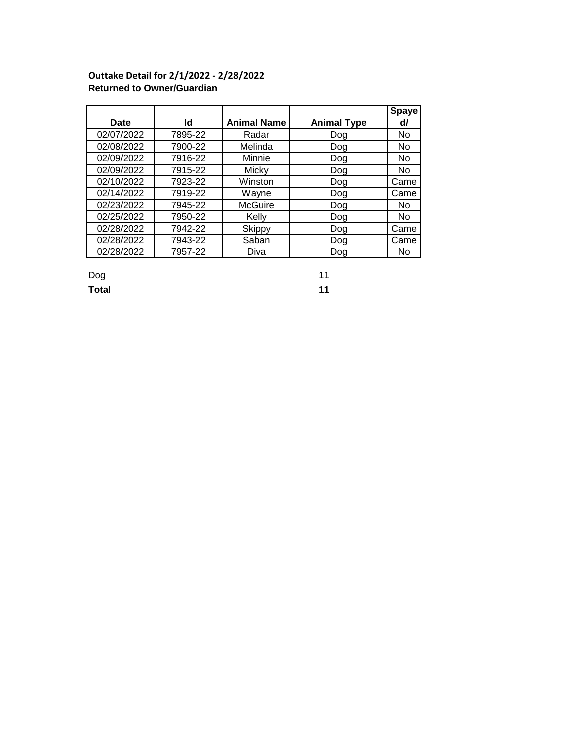**Outtake Detail for 2/1/2022 - 2/28/2022**
**Returned to Owner/Guardian**

| Date | Id | Animal Name | Animal Type | Spayed/ |
|---|---|---|---|---|
| 02/07/2022 | 7895-22 | Radar | Dog | No |
| 02/08/2022 | 7900-22 | Melinda | Dog | No |
| 02/09/2022 | 7916-22 | Minnie | Dog | No |
| 02/09/2022 | 7915-22 | Micky | Dog | No |
| 02/10/2022 | 7923-22 | Winston | Dog | Came |
| 02/14/2022 | 7919-22 | Wayne | Dog | Came |
| 02/23/2022 | 7945-22 | McGuire | Dog | No |
| 02/25/2022 | 7950-22 | Kelly | Dog | No |
| 02/28/2022 | 7942-22 | Skippy | Dog | Came |
| 02/28/2022 | 7943-22 | Saban | Dog | Came |
| 02/28/2022 | 7957-22 | Diva | Dog | No |

Dog 11

**Total** **11**